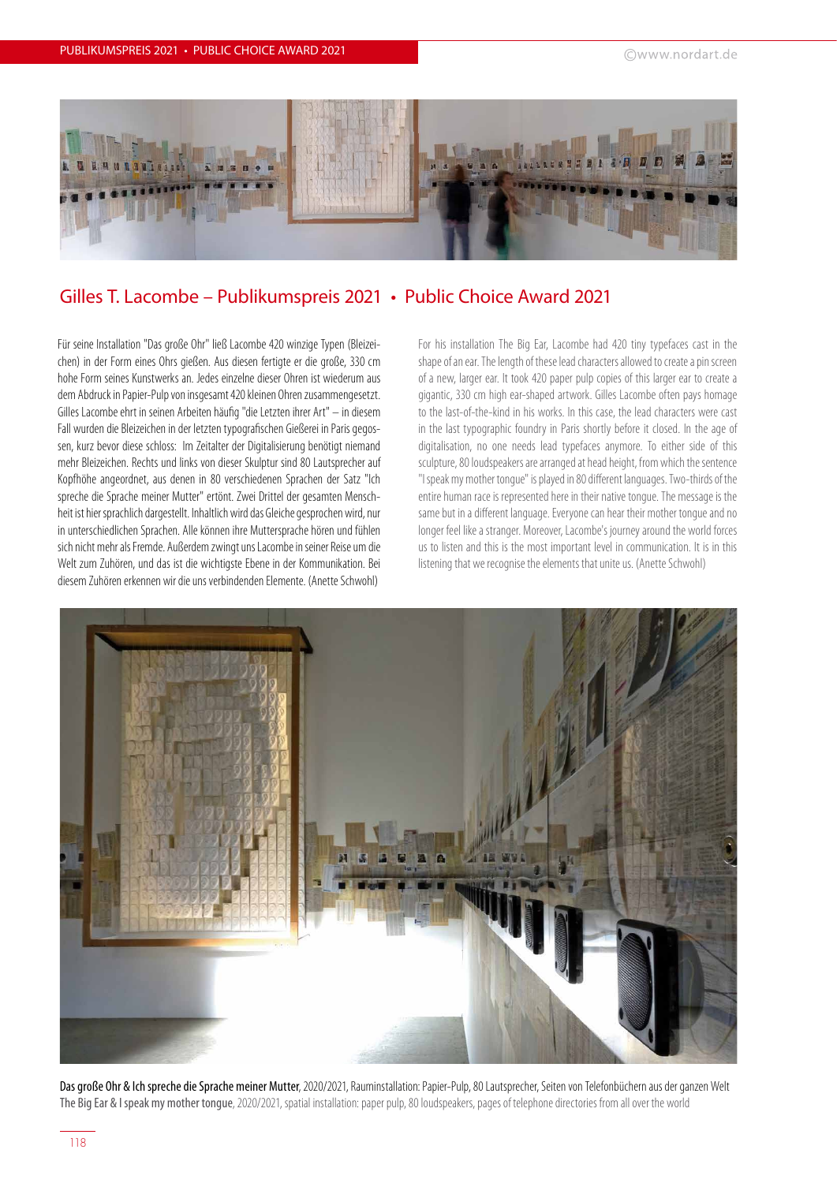## Gilles T. Lacombe – Publikumspreis 2021 • Public Choice Award 2021

Für seine Installation "Das große Ohr" ließ Lacombe 420 winzige Typen (Bleizeichen) in der Form eines Ohrs gießen. Aus diesen fertigte er die große, 330 cm hohe Form seines Kunstwerks an. Jedes einzelne dieser Ohren ist wiederum aus dem Abdruck in Papier-Pulp von insgesamt 420 kleinen Ohren zusammengesetzt. Gilles Lacombe ehrt in seinen Arbeiten häufig "die Letzten ihrer Art" – in diesem Fall wurden die Bleizeichen in der letzten typografischen Gießerei in Paris gegossen, kurz bevor diese schloss: Im Zeitalter der Digitalisierung benötigt niemand mehr Bleizeichen. Rechts und links von dieser Skulptur sind 80 Lautsprecher auf Kopfhöhe angeordnet, aus denen in 80 verschiedenen Sprachen der Satz "Ich spreche die Sprache meiner Mutter" ertönt. Zwei Drittel der gesamten Menschheit ist hier sprachlich dargestellt. Inhaltlich wird das Gleiche gesprochen wird, nur in unterschiedlichen Sprachen. Alle können ihre Muttersprache hören und fühlen sich nicht mehr als Fremde. Außerdem zwingt uns Lacombe in seiner Reise um die Welt zum Zuhören, und das ist die wichtigste Ebene in der Kommunikation. Bei diesem Zuhören erkennen wir die uns verbindenden Elemente. (Anette Schwohl)

For his installation The Big Ear, Lacombe had 420 tiny typefaces cast in the shape of an ear. The length of these lead characters allowed to create a pin screen of a new, larger ear. It took 420 paper pulp copies of this larger ear to create a gigantic, 330 cm high ear-shaped artwork. Gilles Lacombe often pays homage to the last-of-the-kind in his works. In this case, the lead characters were cast in the last typographic foundry in Paris shortly before it closed. In the age of digitalisation, no one needs lead typefaces anymore. To either side of this sculpture, 80 loudspeakers are arranged at head height, from which the sentence "I speak my mother tongue" is played in 80 different languages. Two-thirds of the entire human race is represented here in their native tongue. The message is the same but in a different language. Everyone can hear their mother tongue and no longer feel like a stranger. Moreover, Lacombe's journey around the world forces us to listen and this is the most important level in communication. It is in this listening that we recognise the elements that unite us. (Anette Schwohl)

**Das große Ohr & Ich spreche die Sprache meiner Mutter**, 2020/2021, Rauminstallation: Papier-Pulp, 80 Lautsprecher, Seiten von Telefonbüchern aus der ganzen Welt
**The Big Ear & I speak my mother tongue**, 2020/2021, spatial installation: paper pulp, 80 loudspeakers, pages of telephone directories from all over the world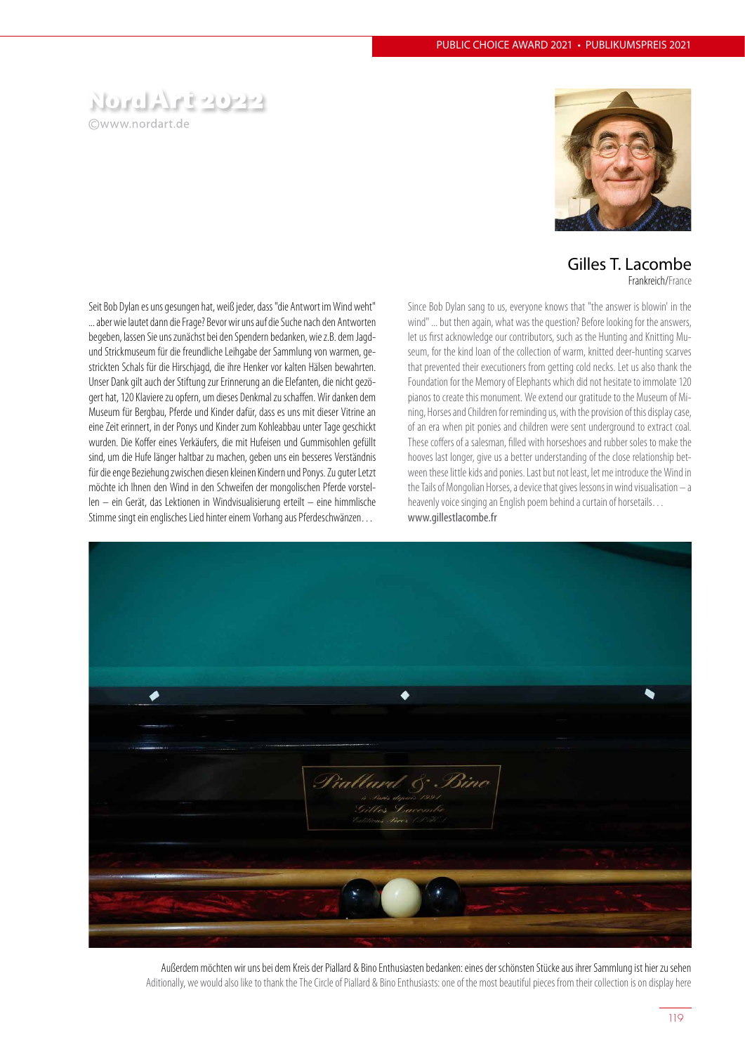NordArt 2022

©www.nordart.de

## Gilles T. Lacombe

Frankreich/France

Seit Bob Dylan es uns gesungen hat, weiß jeder, dass "die Antwort im Wind weht" ... aber wie lautet dann die Frage? Bevor wir uns auf die Suche nach den Antworten begeben, lassen Sie uns zunächst bei den Spendern bedanken, wie z.B. dem Jagd- und Strickmuseum für die freundliche Leihgabe der Sammlung von warmen, gestrickten Schals für die Hirschjagd, die ihre Henker vor kalten Hälsen bewahrten. Unser Dank gilt auch der Stiftung zur Erinnerung an die Elefanten, die nicht gezögert hat, 120 Klaviere zu opfern, um dieses Denkmal zu schaffen. Wir danken dem Museum für Bergbau, Pferde und Kinder dafür, dass es uns mit dieser Vitrine an eine Zeit erinnert, in der Ponys und Kinder zum Kohleabbau unter Tage geschickt wurden. Die Koffer eines Verkäufers, die mit Hufeisen und Gummisohlen gefüllt sind, um die Hufe länger haltbar zu machen, geben uns ein besseres Verständnis für die enge Beziehung zwischen diesen kleinen Kindern und Ponys. Zu guter Letzt möchte ich Ihnen den Wind in den Schweifen der mongolischen Pferde vorstellen – ein Gerät, das Lektionen in Windvisualisierung erteilt – eine himmlische Stimme singt ein englisches Lied hinter einem Vorhang aus Pferdeschwänzen...

Since Bob Dylan sang to us, everyone knows that "the answer is blowin' in the wind" ... but then again, what was the question? Before looking for the answers, let us first acknowledge our contributors, such as the Hunting and Knitting Museum, for the kind loan of the collection of warm, knitted deer-hunting scarves that prevented their executioners from getting cold necks. Let us also thank the Foundation for the Memory of Elephants which did not hesitate to immolate 120 pianos to create this monument. We extend our gratitude to the Museum of Mining, Horses and Children for reminding us, with the provision of this display case, of an era when pit ponies and children were sent underground to extract coal. These coffers of a salesman, filled with horseshoes and rubber soles to make the hooves last longer, give us a better understanding of the close relationship between these little kids and ponies. Last but not least, let me introduce the Wind in the Tails of Mongolian Horses, a device that gives lessons in wind visualisation – a heavenly voice singing an English poem behind a curtain of horsetails...

www.gillestlacombe.fr

Außerdem möchten wir uns bei dem Kreis der Piallard & Bino Enthusiasten bedanken: eines der schönsten Stücke aus ihrer Sammlung ist hier zu sehen

Aditionally, we would also like to thank the The Circle of Piallard & Bino Enthusiasts: one of the most beautiful pieces from their collection is on display here